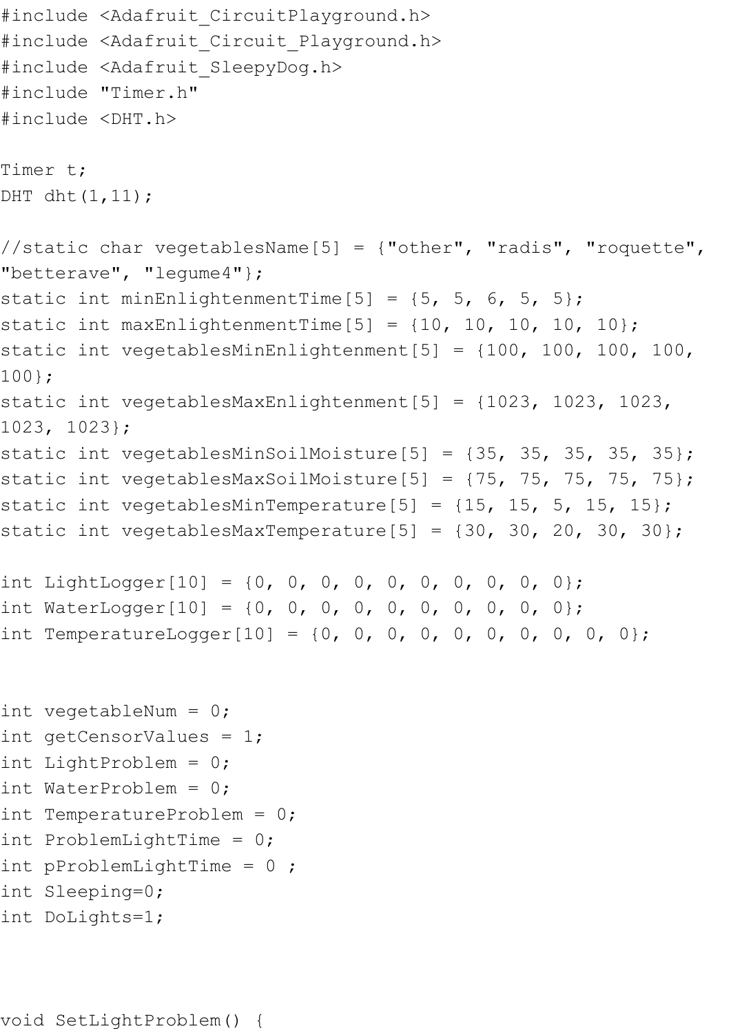```
#include <Adafruit_CircuitPlayground.h>
#include <Adafruit_Circuit_Playground.h>
#include <Adafruit_SleepyDog.h>
#include "Timer.h"
#include <DHT.h>

Timer t;
DHT dht(1,11);

//static char vegetablesName[5] = {"other", "radis", "roquette",
"betterave", "legume4"};
static int minEnlightenmentTime[5] = {5, 5, 6, 5, 5};
static int maxEnlightenmentTime[5] = {10, 10, 10, 10, 10};
static int vegetablesMinEnlightenment[5] = {100, 100, 100, 100,
100};
static int vegetablesMaxEnlightenment[5] = {1023, 1023, 1023,
1023, 1023};
static int vegetablesMinSoilMoisture[5] = {35, 35, 35, 35, 35};
static int vegetablesMaxSoilMoisture[5] = {75, 75, 75, 75, 75};
static int vegetablesMinTemperature[5] = {15, 15, 5, 15, 15};
static int vegetablesMaxTemperature[5] = {30, 30, 20, 30, 30};

int LightLogger[10] = {0, 0, 0, 0, 0, 0, 0, 0, 0, 0};
int WaterLogger[10] = {0, 0, 0, 0, 0, 0, 0, 0, 0, 0};
int TemperatureLogger[10] = {0, 0, 0, 0, 0, 0, 0, 0, 0, 0};


int vegetableNum = 0;
int getCensorValues = 1;
int LightProblem = 0;
int WaterProblem = 0;
int TemperatureProblem = 0;
int ProblemLightTime = 0;
int pProblemLightTime = 0 ;
int Sleeping=0;
int DoLights=1;



void SetLightProblem() {
```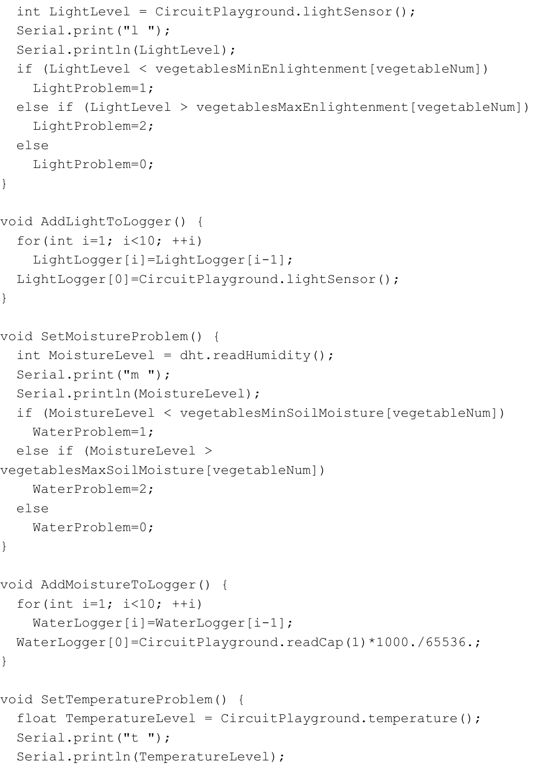```
  int LightLevel = CircuitPlayground.lightSensor();
  Serial.print("l ");
  Serial.println(LightLevel);
  if (LightLevel < vegetablesMinEnlightenment[vegetableNum])
    LightProblem=1;
  else if (LightLevel > vegetablesMaxEnlightenment[vegetableNum])
    LightProblem=2;
  else
    LightProblem=0;
}

void AddLightToLogger() {
  for(int i=1; i<10; ++i)
    LightLogger[i]=LightLogger[i-1];
  LightLogger[0]=CircuitPlayground.lightSensor();
}

void SetMoistureProblem() {
  int MoistureLevel = dht.readHumidity();
  Serial.print("m ");
  Serial.println(MoistureLevel);
  if (MoistureLevel < vegetablesMinSoilMoisture[vegetableNum])
    WaterProblem=1;
  else if (MoistureLevel >
vegetablesMaxSoilMoisture[vegetableNum])
    WaterProblem=2;
  else
    WaterProblem=0;
}

void AddMoistureToLogger() {
  for(int i=1; i<10; ++i)
    WaterLogger[i]=WaterLogger[i-1];
  WaterLogger[0]=CircuitPlayground.readCap(1)*1000./65536.;
}

void SetTemperatureProblem() {
  float TemperatureLevel = CircuitPlayground.temperature();
  Serial.print("t ");
  Serial.println(TemperatureLevel);
```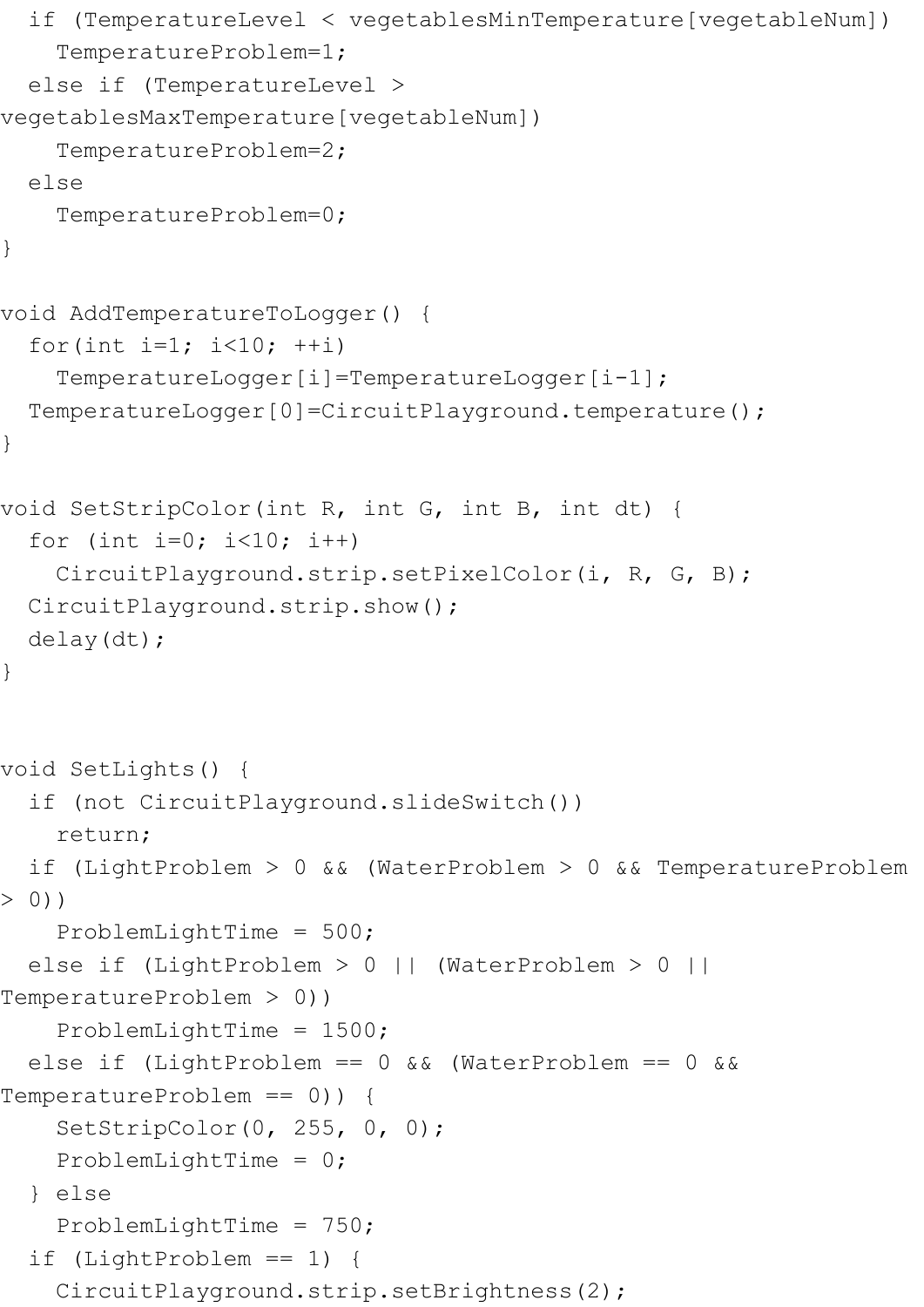```
  if (TemperatureLevel < vegetablesMinTemperature[vegetableNum])
    TemperatureProblem=1;
  else if (TemperatureLevel >
vegetablesMaxTemperature[vegetableNum])
    TemperatureProblem=2;
  else
    TemperatureProblem=0;
}

void AddTemperatureToLogger() {
  for(int i=1; i<10; ++i)
    TemperatureLogger[i]=TemperatureLogger[i-1];
  TemperatureLogger[0]=CircuitPlayground.temperature();
}

void SetStripColor(int R, int G, int B, int dt) {
  for (int i=0; i<10; i++)
    CircuitPlayground.strip.setPixelColor(i, R, G, B);
  CircuitPlayground.strip.show();
  delay(dt);
}


void SetLights() {
  if (not CircuitPlayground.slideSwitch())
    return;
  if (LightProblem > 0 && (WaterProblem > 0 && TemperatureProblem
> 0))
    ProblemLightTime = 500;
  else if (LightProblem > 0 || (WaterProblem > 0 ||
TemperatureProblem > 0))
    ProblemLightTime = 1500;
  else if (LightProblem == 0 && (WaterProblem == 0 &&
TemperatureProblem == 0)) {
    SetStripColor(0, 255, 0, 0);
    ProblemLightTime = 0;
  } else
    ProblemLightTime = 750;
  if (LightProblem == 1) {
    CircuitPlayground.strip.setBrightness(2);
```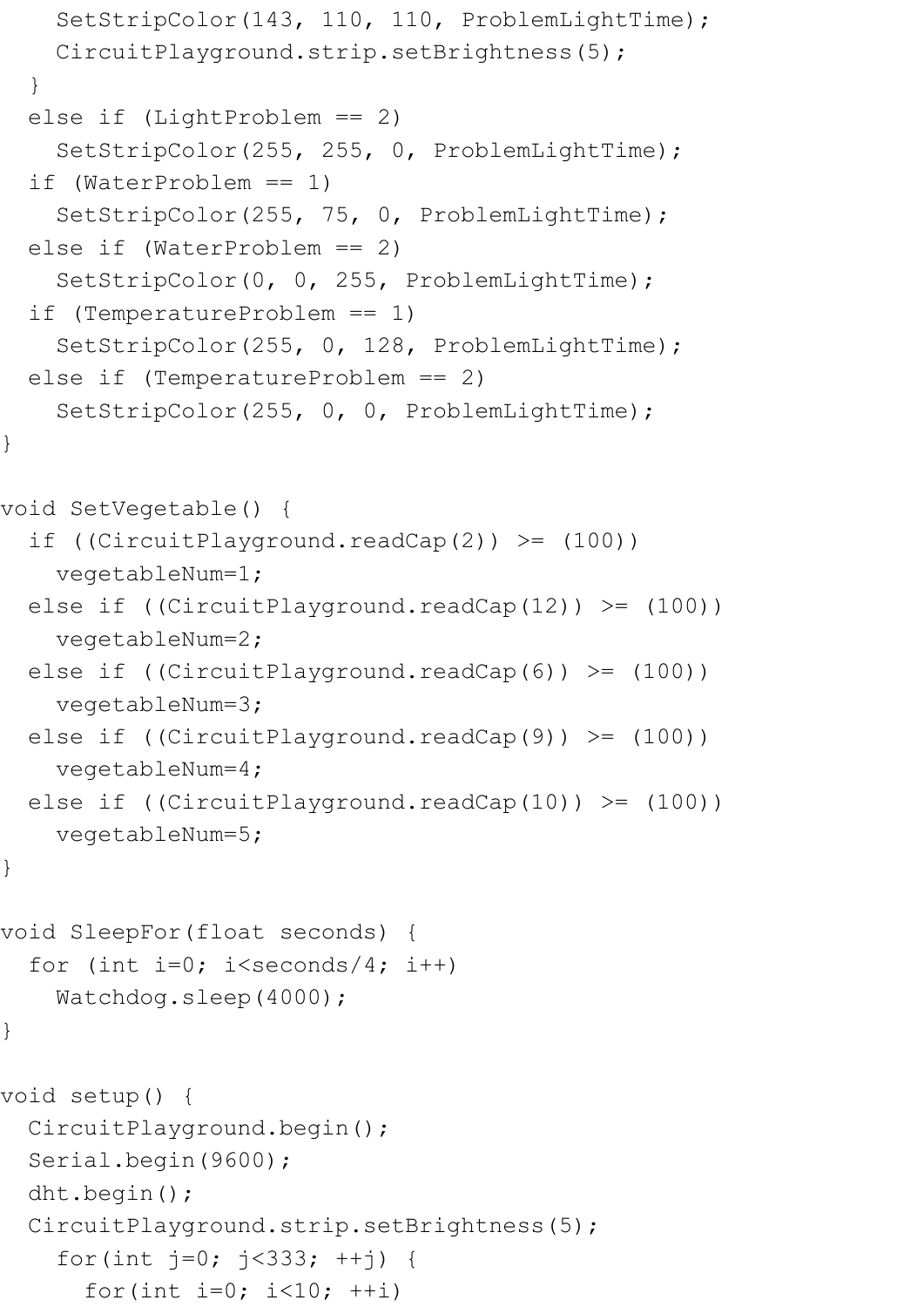```
    SetStripColor(143, 110, 110, ProblemLightTime);
    CircuitPlayground.strip.setBrightness(5);
  }
  else if (LightProblem == 2)
    SetStripColor(255, 255, 0, ProblemLightTime);
  if (WaterProblem == 1)
    SetStripColor(255, 75, 0, ProblemLightTime);
  else if (WaterProblem == 2)
    SetStripColor(0, 0, 255, ProblemLightTime);
  if (TemperatureProblem == 1)
    SetStripColor(255, 0, 128, ProblemLightTime);
  else if (TemperatureProblem == 2)
    SetStripColor(255, 0, 0, ProblemLightTime);
}

void SetVegetable() {
  if ((CircuitPlayground.readCap(2)) >= (100))
    vegetableNum=1;
  else if ((CircuitPlayground.readCap(12)) >= (100))
    vegetableNum=2;
  else if ((CircuitPlayground.readCap(6)) >= (100))
    vegetableNum=3;
  else if ((CircuitPlayground.readCap(9)) >= (100))
    vegetableNum=4;
  else if ((CircuitPlayground.readCap(10)) >= (100))
    vegetableNum=5;
}

void SleepFor(float seconds) {
  for (int i=0; i<seconds/4; i++)
    Watchdog.sleep(4000);
}

void setup() {
  CircuitPlayground.begin();
  Serial.begin(9600);
  dht.begin();
  CircuitPlayground.strip.setBrightness(5);
    for(int j=0; j<333; ++j) {
      for(int i=0; i<10; ++i)
```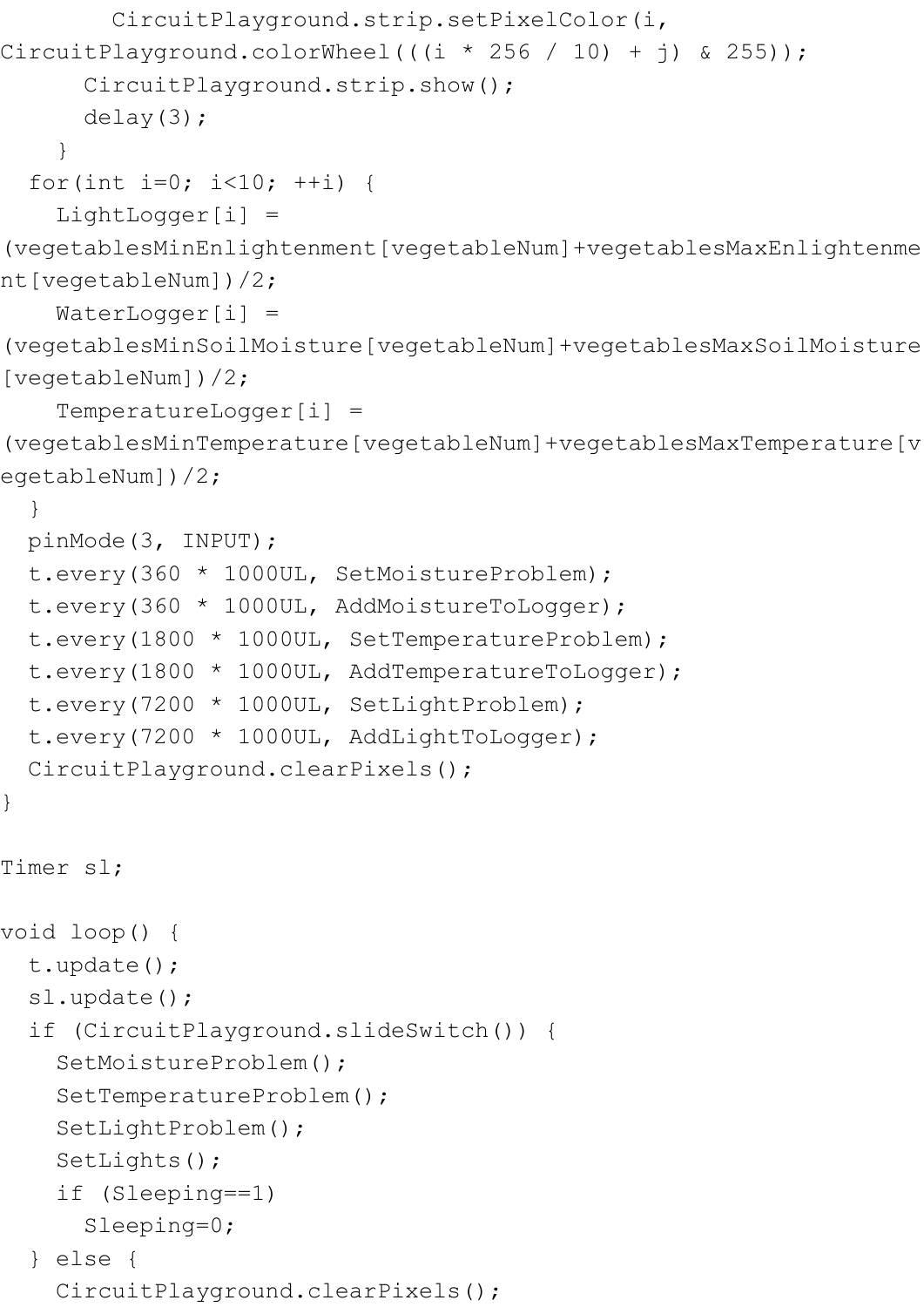```
        CircuitPlayground.strip.setPixelColor(i,
CircuitPlayground.colorWheel(((i * 256 / 10) + j) & 255));
      CircuitPlayground.strip.show();
      delay(3);
    }
  for(int i=0; i<10; ++i) {
    LightLogger[i] =
(vegetablesMinEnlightenment[vegetableNum]+vegetablesMaxEnlightenme
nt[vegetableNum])/2;
    WaterLogger[i] =
(vegetablesMinSoilMoisture[vegetableNum]+vegetablesMaxSoilMoisture
[vegetableNum])/2;
    TemperatureLogger[i] =
(vegetablesMinTemperature[vegetableNum]+vegetablesMaxTemperature[v
egetableNum])/2;
  }
  pinMode(3, INPUT);
  t.every(360 * 1000UL, SetMoistureProblem);
  t.every(360 * 1000UL, AddMoistureToLogger);
  t.every(1800 * 1000UL, SetTemperatureProblem);
  t.every(1800 * 1000UL, AddTemperatureToLogger);
  t.every(7200 * 1000UL, SetLightProblem);
  t.every(7200 * 1000UL, AddLightToLogger);
  CircuitPlayground.clearPixels();
}

Timer sl;

void loop() {
  t.update();
  sl.update();
  if (CircuitPlayground.slideSwitch()) {
    SetMoistureProblem();
    SetTemperatureProblem();
    SetLightProblem();
    SetLights();
    if (Sleeping==1)
      Sleeping=0;
  } else {
    CircuitPlayground.clearPixels();
```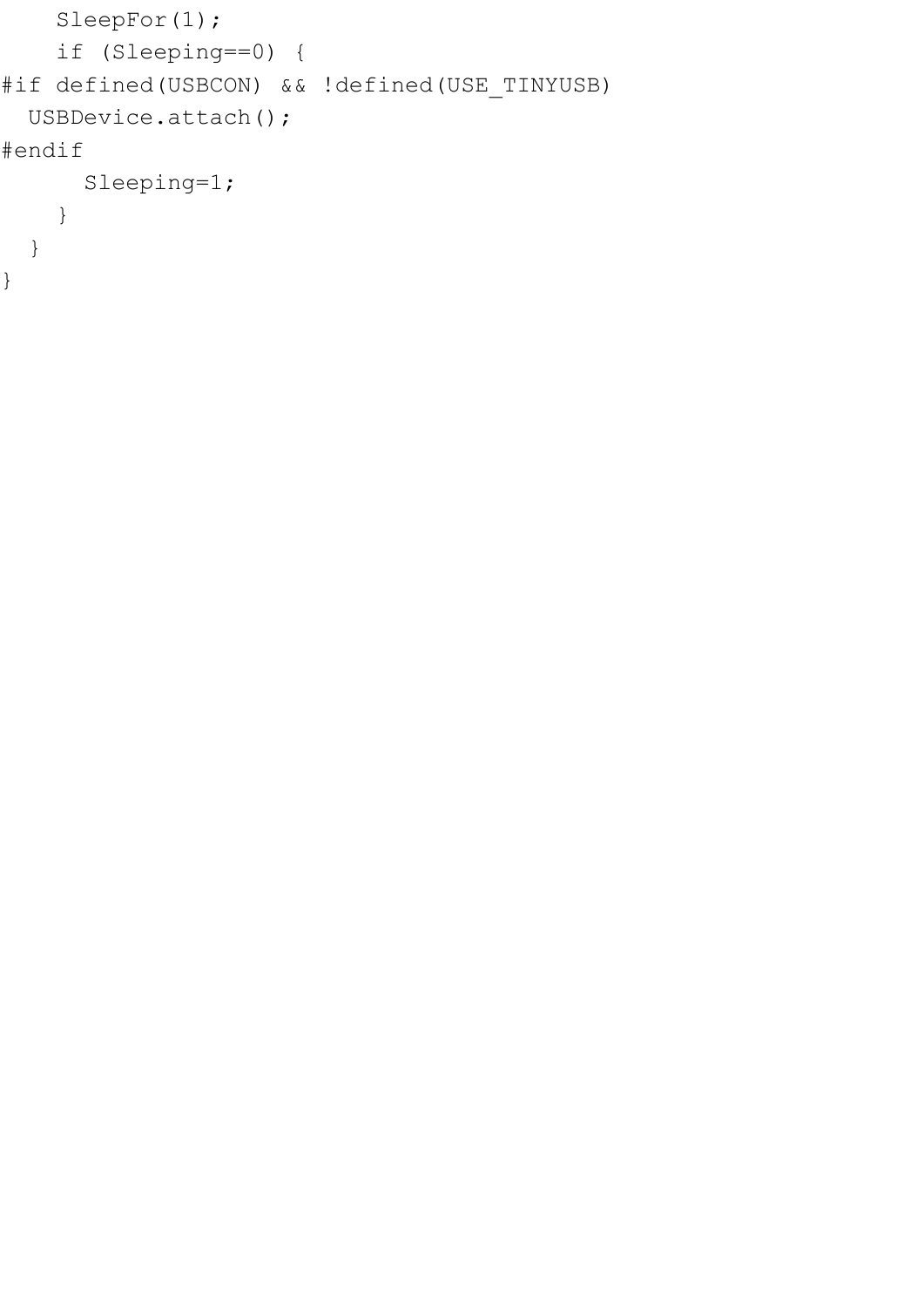```
    SleepFor(1);
    if (Sleeping==0) {
#if defined(USBCON) && !defined(USE_TINYUSB)
  USBDevice.attach();
#endif
      Sleeping=1;
    }
  }
}
```